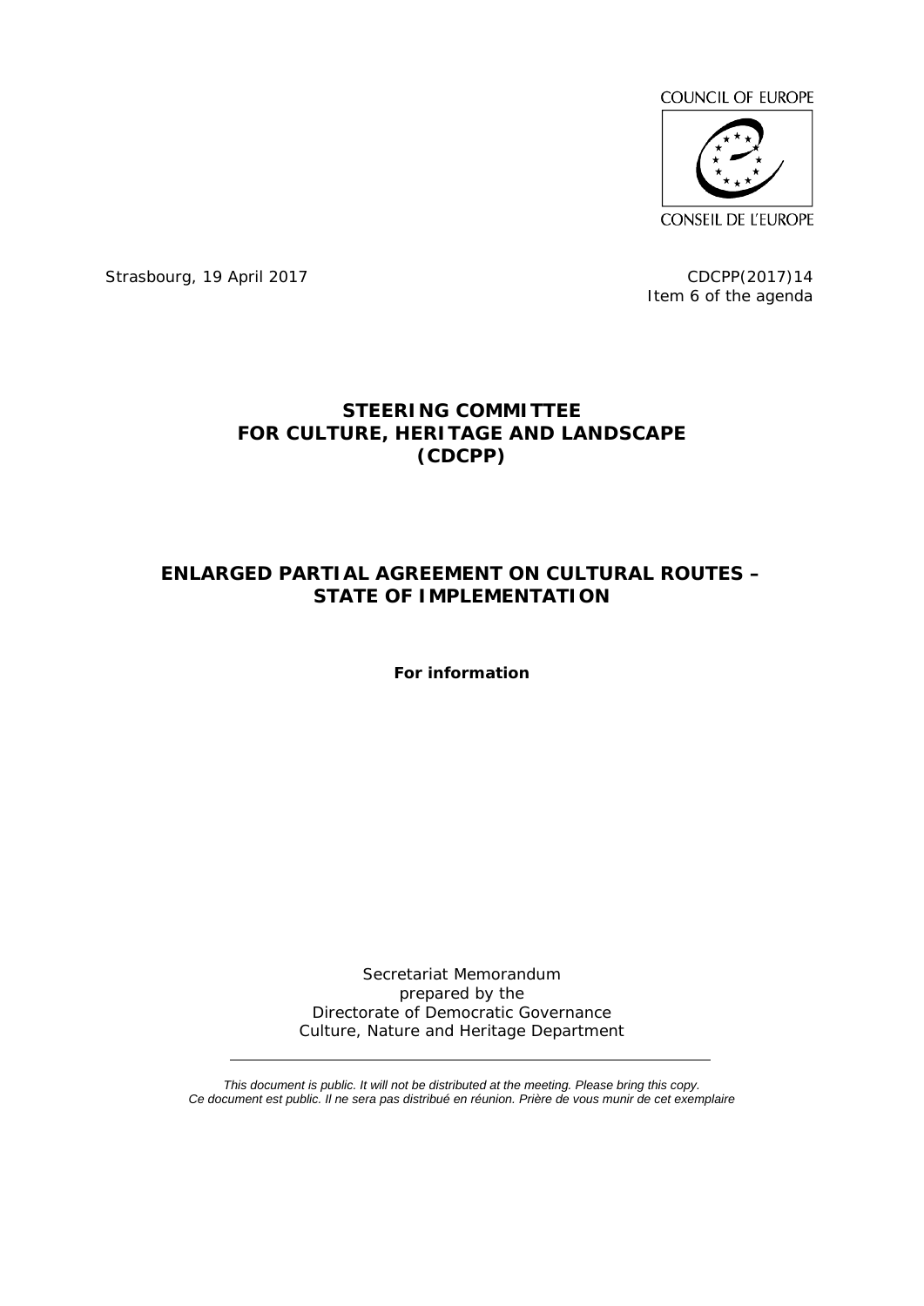COUNCIL OF EUROPE

CONSEIL DE L'EUROPE

Strasbourg, 19 April 2017

CDCPP(2017)14
Item 6 of the agenda

# STEERING COMMITTEE FOR CULTURE, HERITAGE AND LANDSCAPE (CDCPP)

# ENLARGED PARTIAL AGREEMENT ON CULTURAL ROUTES – STATE OF IMPLEMENTATION

**For information**

Secretariat Memorandum
prepared by the
Directorate of Democratic Governance
Culture, Nature and Heritage Department

---

*This document is public. It will not be distributed at the meeting. Please bring this copy.*
*Ce document est public. Il ne sera pas distribué en réunion. Prière de vous munir de cet exemplaire*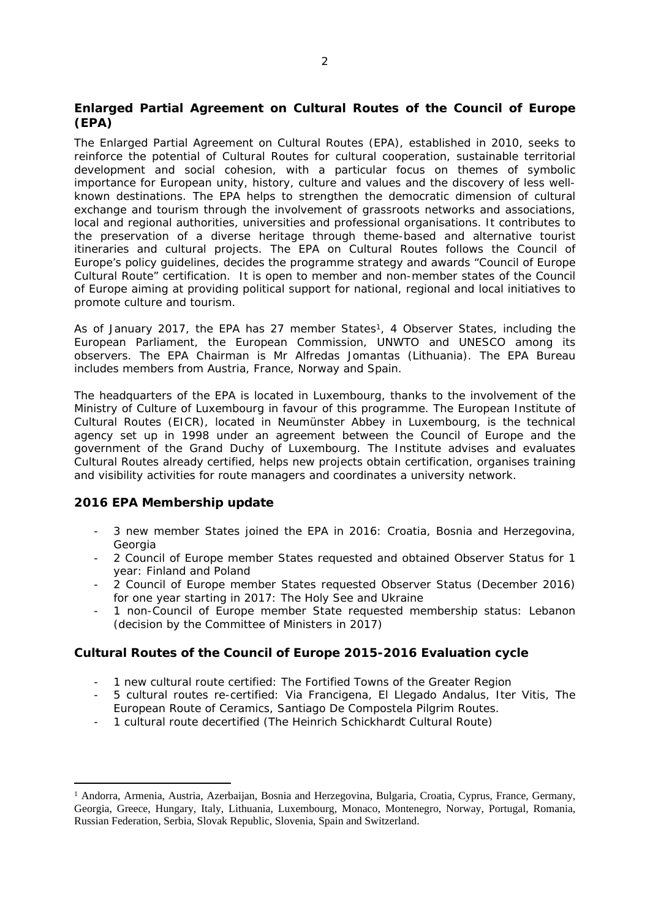## Enlarged Partial Agreement on Cultural Routes of the Council of Europe (EPA)

The Enlarged Partial Agreement on Cultural Routes (EPA), established in 2010, seeks to reinforce the potential of Cultural Routes for cultural cooperation, sustainable territorial development and social cohesion, with a particular focus on themes of symbolic importance for European unity, history, culture and values and the discovery of less well-known destinations. The EPA helps to strengthen the democratic dimension of cultural exchange and tourism through the involvement of grassroots networks and associations, local and regional authorities, universities and professional organisations. It contributes to the preservation of a diverse heritage through theme-based and alternative tourist itineraries and cultural projects. The EPA on Cultural Routes follows the Council of Europe's policy guidelines, decides the programme strategy and awards "Council of Europe Cultural Route" certification. It is open to member and non-member states of the Council of Europe aiming at providing political support for national, regional and local initiatives to promote culture and tourism.

As of January 2017, the EPA has 27 member States[1], 4 Observer States, including the European Parliament, the European Commission, UNWTO and UNESCO among its observers. The EPA Chairman is Mr Alfredas Jomantas (Lithuania). The EPA Bureau includes members from Austria, France, Norway and Spain.

The headquarters of the EPA is located in Luxembourg, thanks to the involvement of the Ministry of Culture of Luxembourg in favour of this programme. The European Institute of Cultural Routes (EICR), located in Neumünster Abbey in Luxembourg, is the technical agency set up in 1998 under an agreement between the Council of Europe and the government of the Grand Duchy of Luxembourg. The Institute advises and evaluates Cultural Routes already certified, helps new projects obtain certification, organises training and visibility activities for route managers and coordinates a university network.

## 2016 EPA Membership update

- 3 new member States joined the EPA in 2016: Croatia, Bosnia and Herzegovina, Georgia
- 2 Council of Europe member States requested and obtained Observer Status for 1 year: Finland and Poland
- 2 Council of Europe member States requested Observer Status (December 2016) for one year starting in 2017: The Holy See and Ukraine
- 1 non-Council of Europe member State requested membership status: Lebanon (decision by the Committee of Ministers in 2017)

## Cultural Routes of the Council of Europe 2015-2016 Evaluation cycle

- 1 new cultural route certified: The Fortified Towns of the Greater Region
- 5 cultural routes re-certified: Via Francigena, El Llegado Andalus, Iter Vitis, The European Route of Ceramics, Santiago De Compostela Pilgrim Routes.
- 1 cultural route decertified (The Heinrich Schickhardt Cultural Route)

---

[1] Andorra, Armenia, Austria, Azerbaijan, Bosnia and Herzegovina, Bulgaria, Croatia, Cyprus, France, Germany, Georgia, Greece, Hungary, Italy, Lithuania, Luxembourg, Monaco, Montenegro, Norway, Portugal, Romania, Russian Federation, Serbia, Slovak Republic, Slovenia, Spain and Switzerland.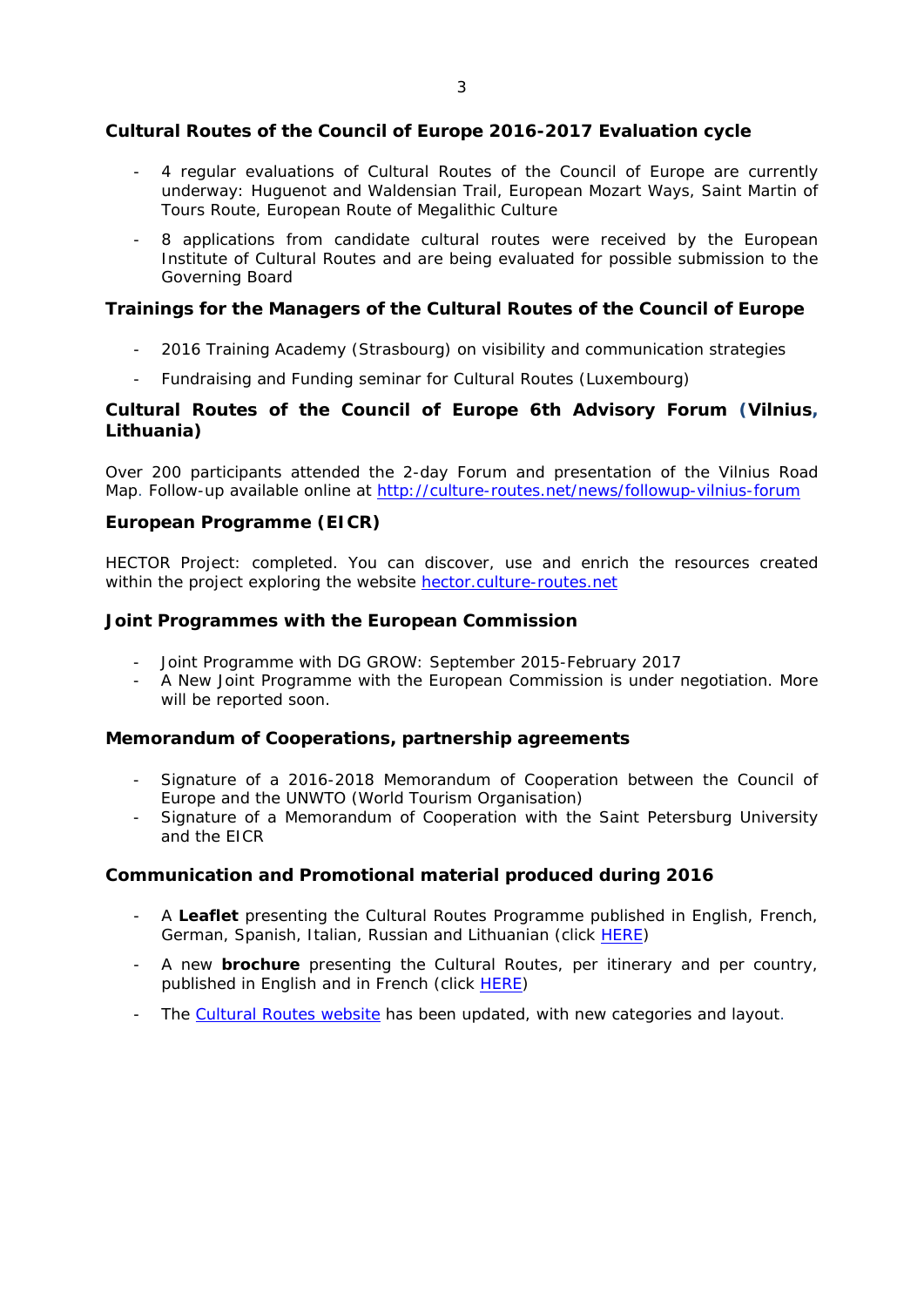### Cultural Routes of the Council of Europe 2016-2017 Evaluation cycle

- 4 regular evaluations of Cultural Routes of the Council of Europe are currently underway: Huguenot and Waldensian Trail, European Mozart Ways, Saint Martin of Tours Route, European Route of Megalithic Culture
- 8 applications from candidate cultural routes were received by the European Institute of Cultural Routes and are being evaluated for possible submission to the Governing Board

### Trainings for the Managers of the Cultural Routes of the Council of Europe

- 2016 Training Academy (Strasbourg) on visibility and communication strategies
- Fundraising and Funding seminar for Cultural Routes (Luxembourg)

### Cultural Routes of the Council of Europe 6th Advisory Forum (Vilnius, Lithuania)

Over 200 participants attended the 2-day Forum and presentation of the Vilnius Road Map. Follow-up available online at http://culture-routes.net/news/followup-vilnius-forum

### European Programme (EICR)

HECTOR Project: completed. You can discover, use and enrich the resources created within the project exploring the website hector.culture-routes.net

### Joint Programmes with the European Commission

- Joint Programme with DG GROW: September 2015-February 2017
- A New Joint Programme with the European Commission is under negotiation. More will be reported soon.

### Memorandum of Cooperations, partnership agreements

- Signature of a 2016-2018 Memorandum of Cooperation between the Council of Europe and the UNWTO (World Tourism Organisation)
- Signature of a Memorandum of Cooperation with the Saint Petersburg University and the EICR

### Communication and Promotional material produced during 2016

- A **Leaflet** presenting the Cultural Routes Programme published in English, French, German, Spanish, Italian, Russian and Lithuanian (click HERE)
- A new **brochure** presenting the Cultural Routes, per itinerary and per country, published in English and in French (click HERE)
- The Cultural Routes website has been updated, with new categories and layout.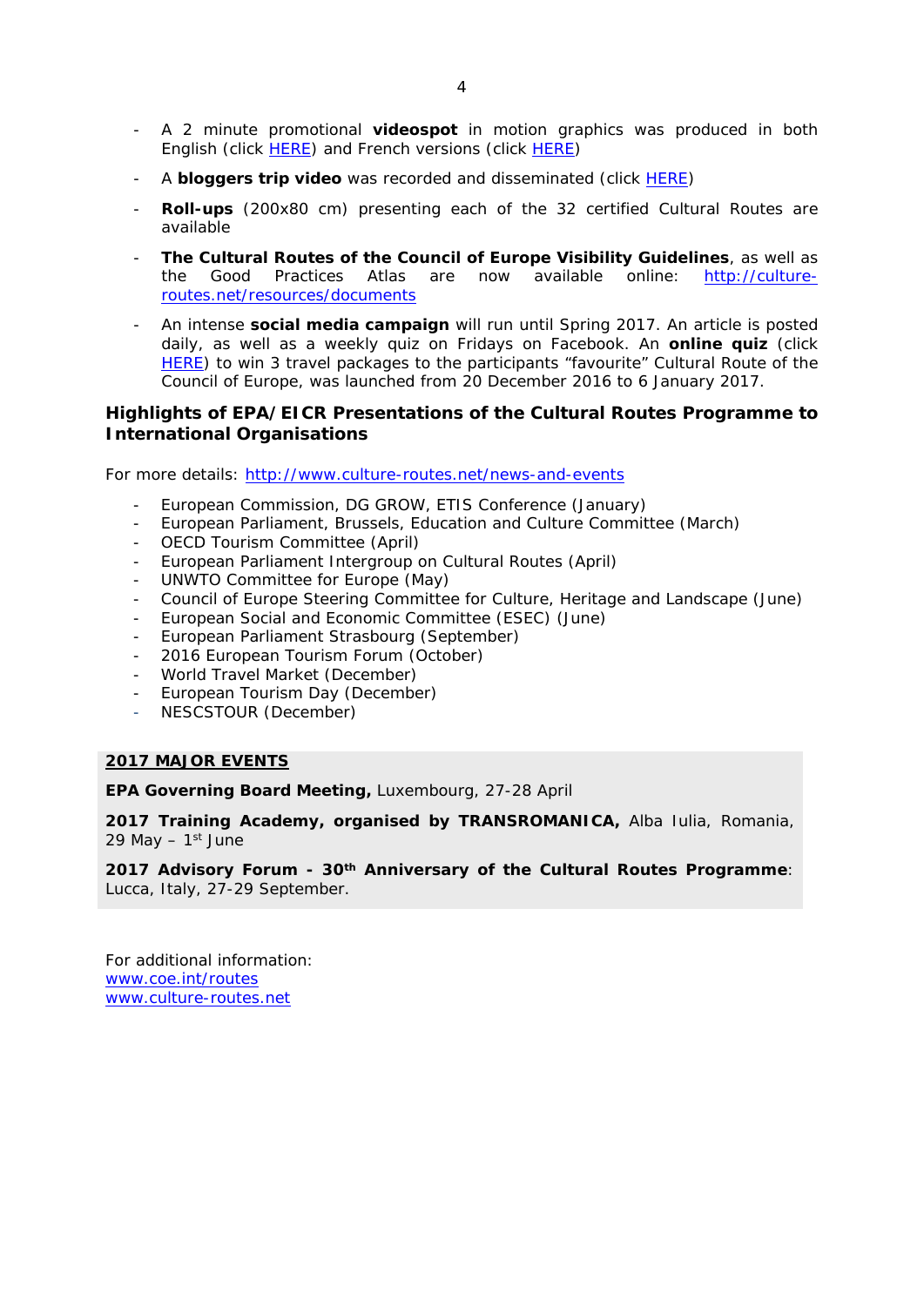- A 2 minute promotional **videospot** in motion graphics was produced in both English (click HERE) and French versions (click HERE)
- A **bloggers trip video** was recorded and disseminated (click HERE)
- **Roll-ups** (200x80 cm) presenting each of the 32 certified Cultural Routes are available
- **The Cultural Routes of the Council of Europe Visibility Guidelines**, as well as the Good Practices Atlas are now available online: http://culture-routes.net/resources/documents
- An intense **social media campaign** will run until Spring 2017. An article is posted daily, as well as a weekly quiz on Fridays on Facebook. An **online quiz** (click HERE) to win 3 travel packages to the participants "favourite" Cultural Route of the Council of Europe, was launched from 20 December 2016 to 6 January 2017.

### Highlights of EPA/EICR Presentations of the Cultural Routes Programme to International Organisations

For more details: http://www.culture-routes.net/news-and-events

- European Commission, DG GROW, ETIS Conference (January)
- European Parliament, Brussels, Education and Culture Committee (March)
- OECD Tourism Committee (April)
- European Parliament Intergroup on Cultural Routes (April)
- UNWTO Committee for Europe (May)
- Council of Europe Steering Committee for Culture, Heritage and Landscape (June)
- European Social and Economic Committee (ESEC) (June)
- European Parliament Strasbourg (September)
- 2016 European Tourism Forum (October)
- World Travel Market (December)
- European Tourism Day (December)
- NESCSTOUR (December)

**2017 MAJOR EVENTS**

**EPA Governing Board Meeting,** Luxembourg, 27-28 April

**2017 Training Academy, organised by TRANSROMANICA,** Alba Iulia, Romania, 29 May – 1st June

**2017 Advisory Forum - 30th Anniversary of the Cultural Routes Programme**: Lucca, Italy, 27-29 September.

For additional information:
www.coe.int/routes
www.culture-routes.net